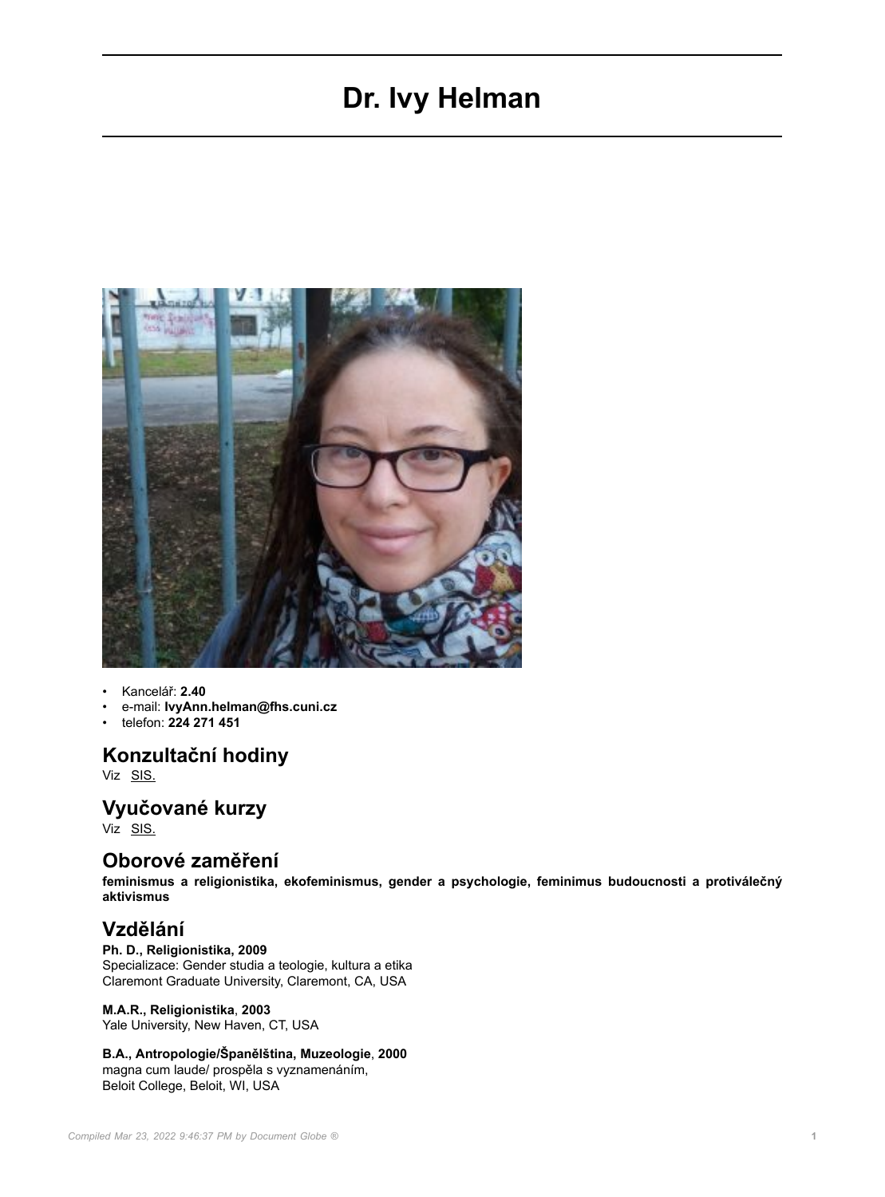# Dr. Ivy Helman

- Kancelář: **2.40**
- e-mail: **IvyAnn.helman@fhs.cuni.cz**
- telefon: **224 271 451**

## Konzultační hodiny

Viz SIS.

## Vyučované kurzy

Viz SIS.

## Oborové zaměření

**feminismus a religionistika, ekofeminismus, gender a psychologie, feminimus budoucnosti a protiválečný aktivismus**

## Vzdělání

**Ph. D., Religionistika, 2009**
Specializace: Gender studia a teologie, kultura a etika
Claremont Graduate University, Claremont, CA, USA

**M.A.R., Religionistika**, **2003**
Yale University, New Haven, CT, USA

**B.A., Antropologie/Španělština, Muzeologie**, **2000**
magna cum laude/ prospěla s vyznamenáním,
Beloit College, Beloit, WI, USA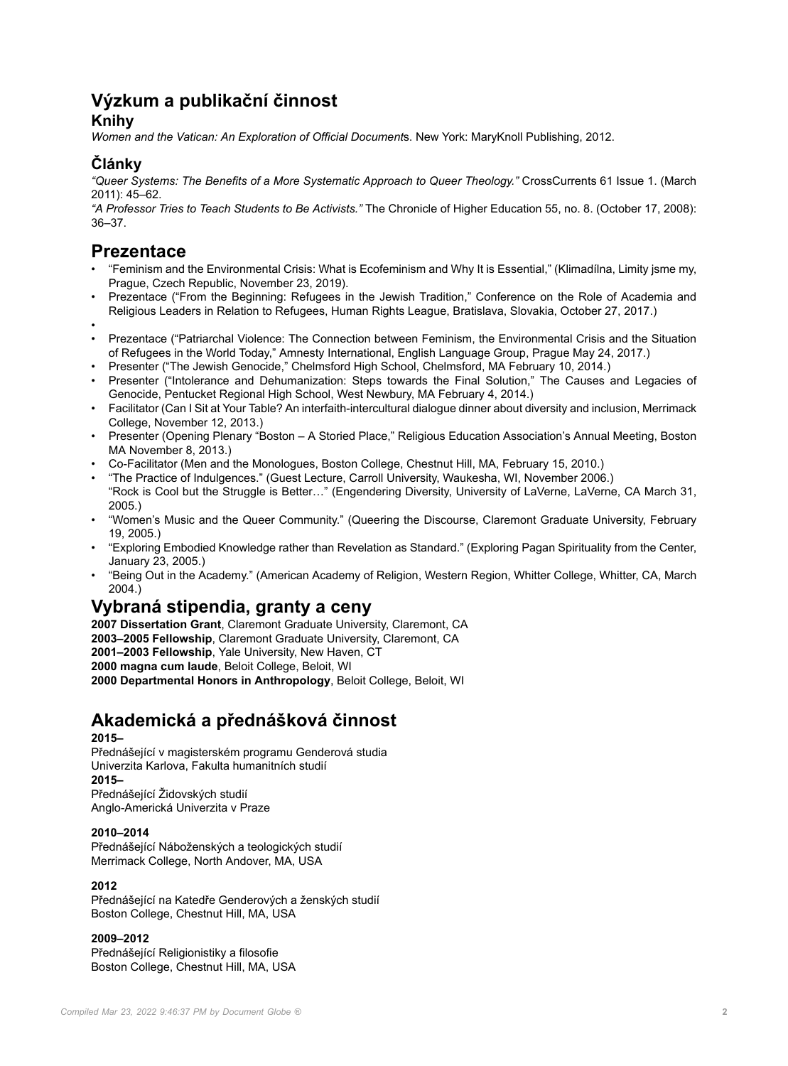# Výzkum a publikační činnost

## Knihy

*Women and the Vatican: An Exploration of Official Document*s. New York: MaryKnoll Publishing, 2012.

## Články

*"Queer Systems: The Benefits of a More Systematic Approach to Queer Theology."* CrossCurrents 61 Issue 1. (March 2011): 45–62.
*"A Professor Tries to Teach Students to Be Activists."* The Chronicle of Higher Education 55, no. 8. (October 17, 2008): 36–37.

# Prezentace

- "Feminism and the Environmental Crisis: What is Ecofeminism and Why It is Essential," (Klimadílna, Limity jsme my, Prague, Czech Republic, November 23, 2019).
- Prezentace ("From the Beginning: Refugees in the Jewish Tradition," Conference on the Role of Academia and Religious Leaders in Relation to Refugees, Human Rights League, Bratislava, Slovakia, October 27, 2017.)
- 
- Prezentace ("Patriarchal Violence: The Connection between Feminism, the Environmental Crisis and the Situation of Refugees in the World Today," Amnesty International, English Language Group, Prague May 24, 2017.)
- Presenter ("The Jewish Genocide," Chelmsford High School, Chelmsford, MA February 10, 2014.)
- Presenter ("Intolerance and Dehumanization: Steps towards the Final Solution," The Causes and Legacies of Genocide, Pentucket Regional High School, West Newbury, MA February 4, 2014.)
- Facilitator (Can I Sit at Your Table? An interfaith-intercultural dialogue dinner about diversity and inclusion, Merrimack College, November 12, 2013.)
- Presenter (Opening Plenary "Boston – A Storied Place," Religious Education Association's Annual Meeting, Boston MA November 8, 2013.)
- Co-Facilitator (Men and the Monologues, Boston College, Chestnut Hill, MA, February 15, 2010.)
- "The Practice of Indulgences." (Guest Lecture, Carroll University, Waukesha, WI, November 2006.)
  "Rock is Cool but the Struggle is Better…" (Engendering Diversity, University of LaVerne, LaVerne, CA March 31, 2005.)
- "Women's Music and the Queer Community." (Queering the Discourse, Claremont Graduate University, February 19, 2005.)
- "Exploring Embodied Knowledge rather than Revelation as Standard." (Exploring Pagan Spirituality from the Center, January 23, 2005.)
- "Being Out in the Academy." (American Academy of Religion, Western Region, Whitter College, Whitter, CA, March 2004.)

# Vybraná stipendia, granty a ceny

**2007 Dissertation Grant**, Claremont Graduate University, Claremont, CA
**2003–2005 Fellowship**, Claremont Graduate University, Claremont, CA
**2001–2003 Fellowship**, Yale University, New Haven, CT
**2000 magna cum laude**, Beloit College, Beloit, WI
**2000 Departmental Honors in Anthropology**, Beloit College, Beloit, WI

# Akademická a přednášková činnost

**2015–**
Přednášející v magisterském programu Genderová studia
Univerzita Karlova, Fakulta humanitních studií
**2015–**
Přednášející Židovských studií
Anglo-Americká Univerzita v Praze

**2010–2014**
Přednášející Náboženských a teologických studií
Merrimack College, North Andover, MA, USA

**2012**
Přednášející na Katedře Genderových a ženských studií
Boston College, Chestnut Hill, MA, USA

**2009–2012**
Přednášející Religionistiky a filosofie
Boston College, Chestnut Hill, MA, USA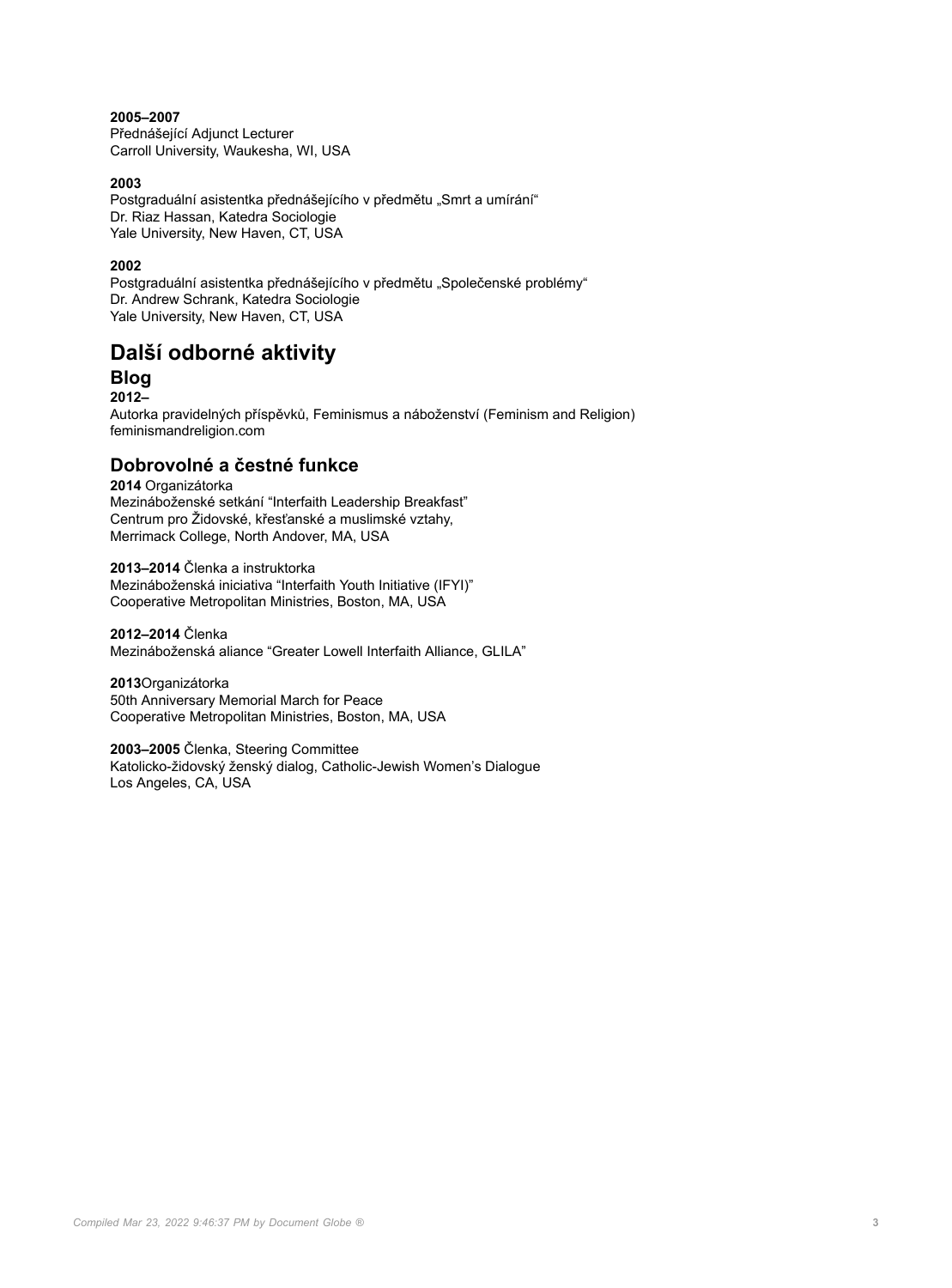**2005–2007**
Přednášející Adjunct Lecturer
Carroll University, Waukesha, WI, USA

**2003**
Postgraduální asistentka přednášejícího v předmětu „Smrt a umírání"
Dr. Riaz Hassan, Katedra Sociologie
Yale University, New Haven, CT, USA

**2002**
Postgraduální asistentka přednášejícího v předmětu „Společenské problémy"
Dr. Andrew Schrank, Katedra Sociologie
Yale University, New Haven, CT, USA

## Další odborné aktivity

### Blog

**2012–**
Autorka pravidelných příspěvků, Feminismus a náboženství (Feminism and Religion)
feminismandreligion.com

### Dobrovolné a čestné funkce

**2014** Organizátorka
Mezináboženské setkání "Interfaith Leadership Breakfast"
Centrum pro Židovské, křesťanské a muslimské vztahy,
Merrimack College, North Andover, MA, USA

**2013–2014** Členka a instruktorka
Mezináboženská iniciativa "Interfaith Youth Initiative (IFYI)"
Cooperative Metropolitan Ministries, Boston, MA, USA

**2012–2014** Členka
Mezináboženská aliance "Greater Lowell Interfaith Alliance, GLILA"

**2013**Organizátorka
50th Anniversary Memorial March for Peace
Cooperative Metropolitan Ministries, Boston, MA, USA

**2003–2005** Členka, Steering Committee
Katolicko-židovský ženský dialog, Catholic-Jewish Women's Dialogue
Los Angeles, CA, USA